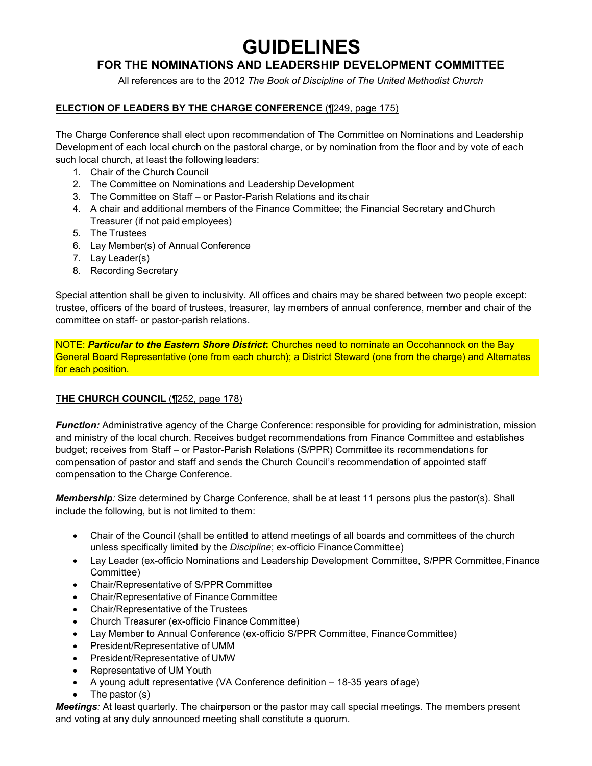# GUIDELINES

## FOR THE NOMINATIONS AND LEADERSHIP DEVELOPMENT COMMITTEE

All references are to the 2012 *The Book of Discipline of The United Methodist Church*

**ELECTION OF LEADERS BY THE CHARGE CONFERENCE** (¶249, page 175)

The Charge Conference shall elect upon recommendation of The Committee on Nominations and Leadership Development of each local church on the pastoral charge, or by nomination from the floor and by vote of each such local church, at least the following leaders:

1. Chair of the Church Council
2. The Committee on Nominations and Leadership Development
3. The Committee on Staff – or Pastor-Parish Relations and its chair
4. A chair and additional members of the Finance Committee; the Financial Secretary and Church Treasurer (if not paid employees)
5. The Trustees
6. Lay Member(s) of Annual Conference
7. Lay Leader(s)
8. Recording Secretary

Special attention shall be given to inclusivity. All offices and chairs may be shared between two people except: trustee, officers of the board of trustees, treasurer, lay members of annual conference, member and chair of the committee on staff- or pastor-parish relations.

NOTE: ***Particular to the Eastern Shore District*:** Churches need to nominate an Occohannock on the Bay General Board Representative (one from each church); a District Steward (one from the charge) and Alternates for each position.

**THE CHURCH COUNCIL** (¶252, page 178)

***Function:*** Administrative agency of the Charge Conference: responsible for providing for administration, mission and ministry of the local church. Receives budget recommendations from Finance Committee and establishes budget; receives from Staff – or Pastor-Parish Relations (S/PPR) Committee its recommendations for compensation of pastor and staff and sends the Church Council's recommendation of appointed staff compensation to the Charge Conference.

***Membership:*** Size determined by Charge Conference, shall be at least 11 persons plus the pastor(s). Shall include the following, but is not limited to them:

- Chair of the Council (shall be entitled to attend meetings of all boards and committees of the church unless specifically limited by the *Discipline*; ex-officio Finance Committee)
- Lay Leader (ex-officio Nominations and Leadership Development Committee, S/PPR Committee, Finance Committee)
- Chair/Representative of S/PPR Committee
- Chair/Representative of Finance Committee
- Chair/Representative of the Trustees
- Church Treasurer (ex-officio Finance Committee)
- Lay Member to Annual Conference (ex-officio S/PPR Committee, Finance Committee)
- President/Representative of UMM
- President/Representative of UMW
- Representative of UM Youth
- A young adult representative (VA Conference definition – 18-35 years of age)
- The pastor (s)

***Meetings:*** At least quarterly. The chairperson or the pastor may call special meetings. The members present and voting at any duly announced meeting shall constitute a quorum.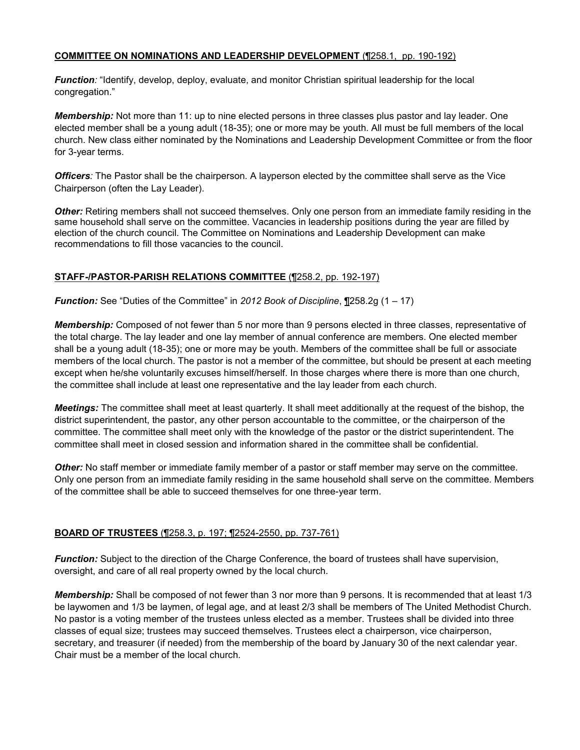## COMMITTEE ON NOMINATIONS AND LEADERSHIP DEVELOPMENT (¶258.1, pp. 190-192)

***Function:*** "Identify, develop, deploy, evaluate, and monitor Christian spiritual leadership for the local congregation."

***Membership:*** Not more than 11: up to nine elected persons in three classes plus pastor and lay leader. One elected member shall be a young adult (18-35); one or more may be youth. All must be full members of the local church. New class either nominated by the Nominations and Leadership Development Committee or from the floor for 3-year terms.

***Officers:*** The Pastor shall be the chairperson. A layperson elected by the committee shall serve as the Vice Chairperson (often the Lay Leader).

***Other:*** Retiring members shall not succeed themselves. Only one person from an immediate family residing in the same household shall serve on the committee. Vacancies in leadership positions during the year are filled by election of the church council. The Committee on Nominations and Leadership Development can make recommendations to fill those vacancies to the council.

## STAFF-/PASTOR-PARISH RELATIONS COMMITTEE (¶258.2, pp. 192-197)

***Function:*** See "Duties of the Committee" in *2012 Book of Discipline*, ¶258.2g (1 – 17)

***Membership:*** Composed of not fewer than 5 nor more than 9 persons elected in three classes, representative of the total charge. The lay leader and one lay member of annual conference are members. One elected member shall be a young adult (18-35); one or more may be youth. Members of the committee shall be full or associate members of the local church. The pastor is not a member of the committee, but should be present at each meeting except when he/she voluntarily excuses himself/herself. In those charges where there is more than one church, the committee shall include at least one representative and the lay leader from each church.

***Meetings:*** The committee shall meet at least quarterly. It shall meet additionally at the request of the bishop, the district superintendent, the pastor, any other person accountable to the committee, or the chairperson of the committee. The committee shall meet only with the knowledge of the pastor or the district superintendent. The committee shall meet in closed session and information shared in the committee shall be confidential.

***Other:*** No staff member or immediate family member of a pastor or staff member may serve on the committee. Only one person from an immediate family residing in the same household shall serve on the committee. Members of the committee shall be able to succeed themselves for one three-year term.

## BOARD OF TRUSTEES (¶258.3, p. 197; ¶2524-2550, pp. 737-761)

***Function:*** Subject to the direction of the Charge Conference, the board of trustees shall have supervision, oversight, and care of all real property owned by the local church.

***Membership:*** Shall be composed of not fewer than 3 nor more than 9 persons. It is recommended that at least 1/3 be laywomen and 1/3 be laymen, of legal age, and at least 2/3 shall be members of The United Methodist Church. No pastor is a voting member of the trustees unless elected as a member. Trustees shall be divided into three classes of equal size; trustees may succeed themselves. Trustees elect a chairperson, vice chairperson, secretary, and treasurer (if needed) from the membership of the board by January 30 of the next calendar year. Chair must be a member of the local church.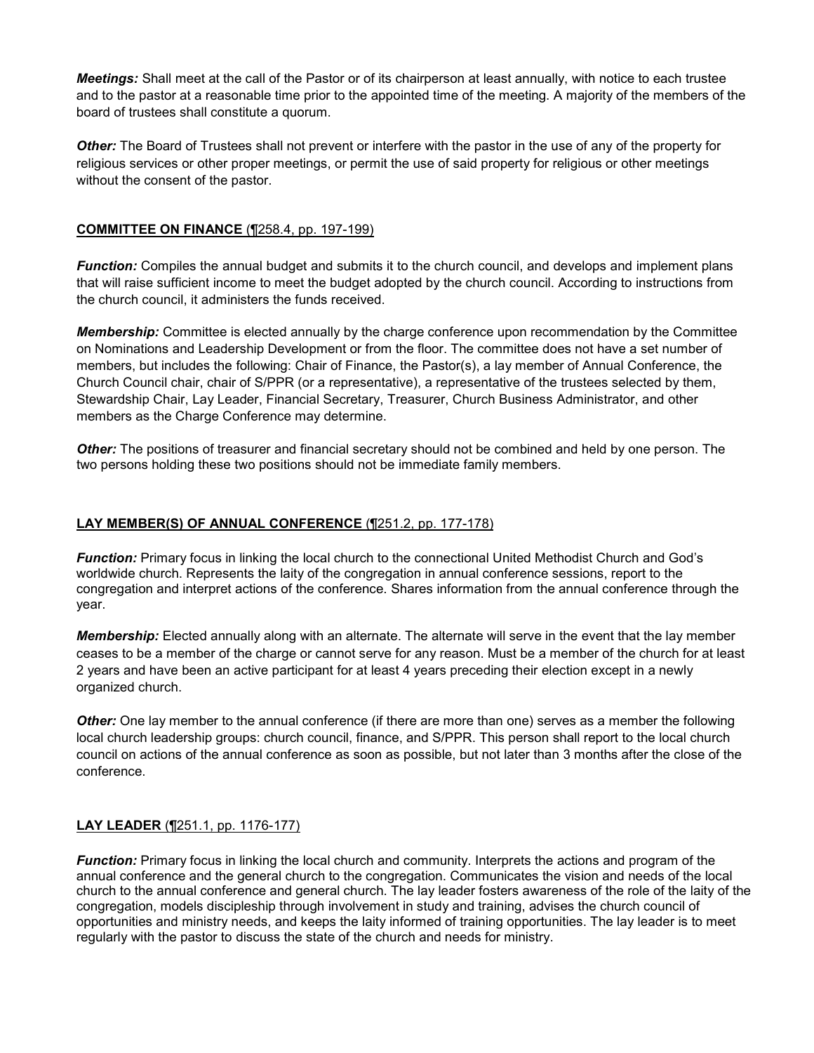***Meetings:*** Shall meet at the call of the Pastor or of its chairperson at least annually, with notice to each trustee and to the pastor at a reasonable time prior to the appointed time of the meeting. A majority of the members of the board of trustees shall constitute a quorum.

***Other:*** The Board of Trustees shall not prevent or interfere with the pastor in the use of any of the property for religious services or other proper meetings, or permit the use of said property for religious or other meetings without the consent of the pastor.

## **COMMITTEE ON FINANCE** (¶258.4, pp. 197-199)

***Function:*** Compiles the annual budget and submits it to the church council, and develops and implement plans that will raise sufficient income to meet the budget adopted by the church council. According to instructions from the church council, it administers the funds received.

***Membership:*** Committee is elected annually by the charge conference upon recommendation by the Committee on Nominations and Leadership Development or from the floor. The committee does not have a set number of members, but includes the following: Chair of Finance, the Pastor(s), a lay member of Annual Conference, the Church Council chair, chair of S/PPR (or a representative), a representative of the trustees selected by them, Stewardship Chair, Lay Leader, Financial Secretary, Treasurer, Church Business Administrator, and other members as the Charge Conference may determine.

***Other:*** The positions of treasurer and financial secretary should not be combined and held by one person. The two persons holding these two positions should not be immediate family members.

## **LAY MEMBER(S) OF ANNUAL CONFERENCE** (¶251.2, pp. 177-178)

***Function:*** Primary focus in linking the local church to the connectional United Methodist Church and God's worldwide church. Represents the laity of the congregation in annual conference sessions, report to the congregation and interpret actions of the conference. Shares information from the annual conference through the year.

***Membership:*** Elected annually along with an alternate. The alternate will serve in the event that the lay member ceases to be a member of the charge or cannot serve for any reason. Must be a member of the church for at least 2 years and have been an active participant for at least 4 years preceding their election except in a newly organized church.

***Other:*** One lay member to the annual conference (if there are more than one) serves as a member the following local church leadership groups: church council, finance, and S/PPR. This person shall report to the local church council on actions of the annual conference as soon as possible, but not later than 3 months after the close of the conference.

## **LAY LEADER** (¶251.1, pp. 1176-177)

***Function:*** Primary focus in linking the local church and community. Interprets the actions and program of the annual conference and the general church to the congregation. Communicates the vision and needs of the local church to the annual conference and general church. The lay leader fosters awareness of the role of the laity of the congregation, models discipleship through involvement in study and training, advises the church council of opportunities and ministry needs, and keeps the laity informed of training opportunities. The lay leader is to meet regularly with the pastor to discuss the state of the church and needs for ministry.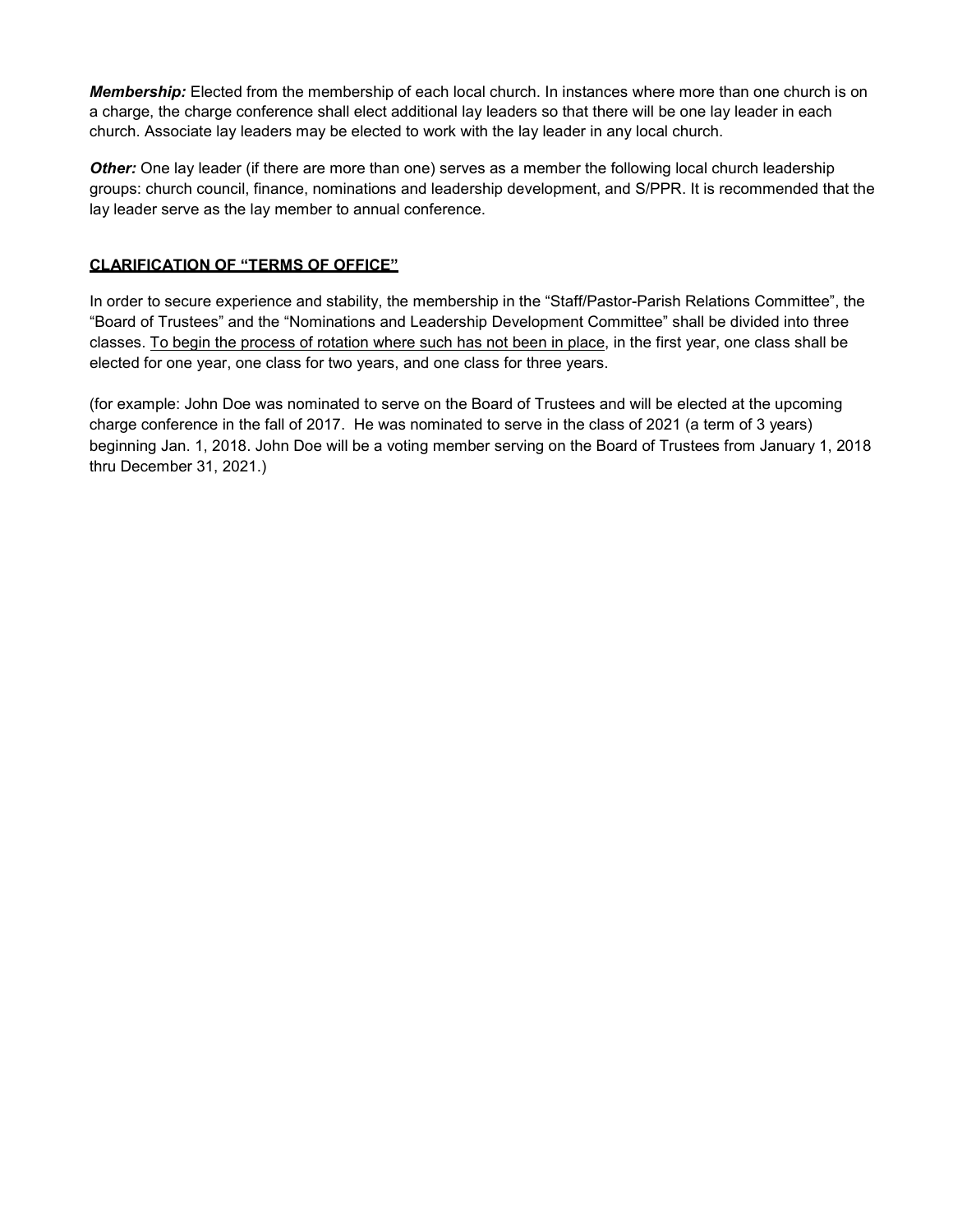***Membership:*** Elected from the membership of each local church. In instances where more than one church is on a charge, the charge conference shall elect additional lay leaders so that there will be one lay leader in each church. Associate lay leaders may be elected to work with the lay leader in any local church.

***Other:*** One lay leader (if there are more than one) serves as a member the following local church leadership groups: church council, finance, nominations and leadership development, and S/PPR. It is recommended that the lay leader serve as the lay member to annual conference.

## CLARIFICATION OF "TERMS OF OFFICE"

In order to secure experience and stability, the membership in the "Staff/Pastor-Parish Relations Committee", the "Board of Trustees" and the "Nominations and Leadership Development Committee" shall be divided into three classes. <u>To begin the process of rotation where such has not been in place</u>, in the first year, one class shall be elected for one year, one class for two years, and one class for three years.

(for example: John Doe was nominated to serve on the Board of Trustees and will be elected at the upcoming charge conference in the fall of 2017. He was nominated to serve in the class of 2021 (a term of 3 years) beginning Jan. 1, 2018. John Doe will be a voting member serving on the Board of Trustees from January 1, 2018 thru December 31, 2021.)